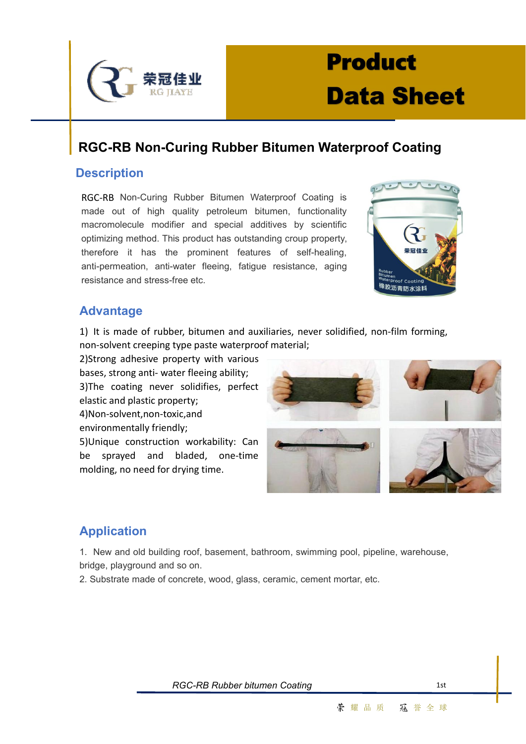荣冠佳业
RG JIAYE

# Product Data Sheet

## RGC-RB Non-Curing Rubber Bitumen Waterproof Coating

### Description

RGC-RB Non-Curing Rubber Bitumen Waterproof Coating is made out of high quality petroleum bitumen, functionality macromolecule modifier and special additives by scientific optimizing method. This product has outstanding croup property, therefore it has the prominent features of self-healing, anti-permeation, anti-water fleeing, fatigue resistance, aging resistance and stress-free etc.

### Advantage

1) It is made of rubber, bitumen and auxiliaries, never solidified, non-film forming, non-solvent creeping type paste waterproof material;
2)Strong adhesive property with various bases, strong anti- water fleeing ability;
3)The coating never solidifies, perfect elastic and plastic property;
4)Non-solvent,non-toxic,and environmentally friendly;
5)Unique construction workability: Can be sprayed and bladed, one-time molding, no need for drying time.

### Application

1. New and old building roof, basement, bathroom, swimming pool, pipeline, warehouse, bridge, playground and so on.
2. Substrate made of concrete, wood, glass, ceramic, cement mortar, etc.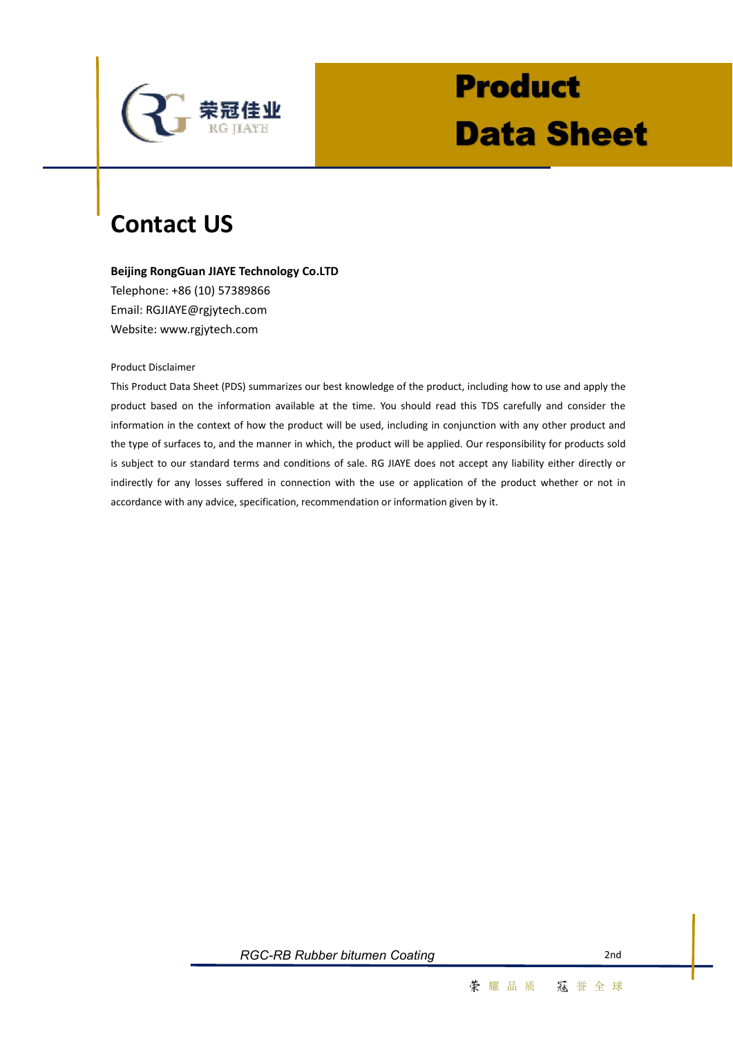# Contact US

**Beijing RongGuan JIAYE Technology Co.LTD**
Telephone: +86 (10) 57389866
Email: RGJIAYE@rgjytech.com
Website: www.rgjytech.com

Product Disclaimer

This Product Data Sheet (PDS) summarizes our best knowledge of the product, including how to use and apply the product based on the information available at the time. You should read this TDS carefully and consider the information in the context of how the product will be used, including in conjunction with any other product and the type of surfaces to, and the manner in which, the product will be applied. Our responsibility for products sold is subject to our standard terms and conditions of sale. RG JIAYE does not accept any liability either directly or indirectly for any losses suffered in connection with the use or application of the product whether or not in accordance with any advice, specification, recommendation or information given by it.